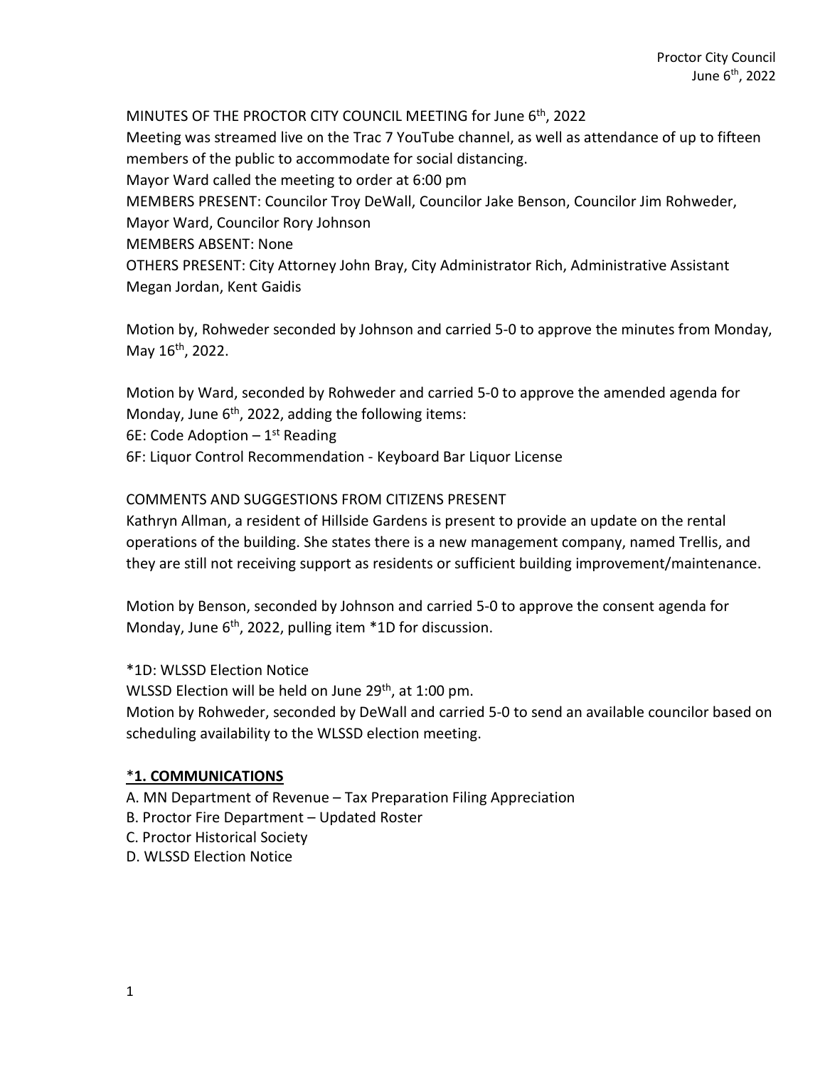MINUTES OF THE PROCTOR CITY COUNCIL MEETING for June 6th, 2022

Meeting was streamed live on the Trac 7 YouTube channel, as well as attendance of up to fifteen members of the public to accommodate for social distancing.

Mayor Ward called the meeting to order at 6:00 pm

MEMBERS PRESENT: Councilor Troy DeWall, Councilor Jake Benson, Councilor Jim Rohweder, Mayor Ward, Councilor Rory Johnson

MEMBERS ABSENT: None

OTHERS PRESENT: City Attorney John Bray, City Administrator Rich, Administrative Assistant Megan Jordan, Kent Gaidis

Motion by, Rohweder seconded by Johnson and carried 5-0 to approve the minutes from Monday, May 16th, 2022.

Motion by Ward, seconded by Rohweder and carried 5-0 to approve the amended agenda for Monday, June 6th, 2022, adding the following items:

6E: Code Adoption – 1st Reading

6F: Liquor Control Recommendation - Keyboard Bar Liquor License

COMMENTS AND SUGGESTIONS FROM CITIZENS PRESENT

Kathryn Allman, a resident of Hillside Gardens is present to provide an update on the rental operations of the building. She states there is a new management company, named Trellis, and they are still not receiving support as residents or sufficient building improvement/maintenance.

Motion by Benson, seconded by Johnson and carried 5-0 to approve the consent agenda for Monday, June 6th, 2022, pulling item *1D for discussion.

*1D: WLSSD Election Notice

WLSSD Election will be held on June 29th, at 1:00 pm.

Motion by Rohweder, seconded by DeWall and carried 5-0 to send an available councilor based on scheduling availability to the WLSSD election meeting.

**\*<u>1. COMMUNICATIONS</u>**

A. MN Department of Revenue – Tax Preparation Filing Appreciation

B. Proctor Fire Department – Updated Roster

C. Proctor Historical Society

D. WLSSD Election Notice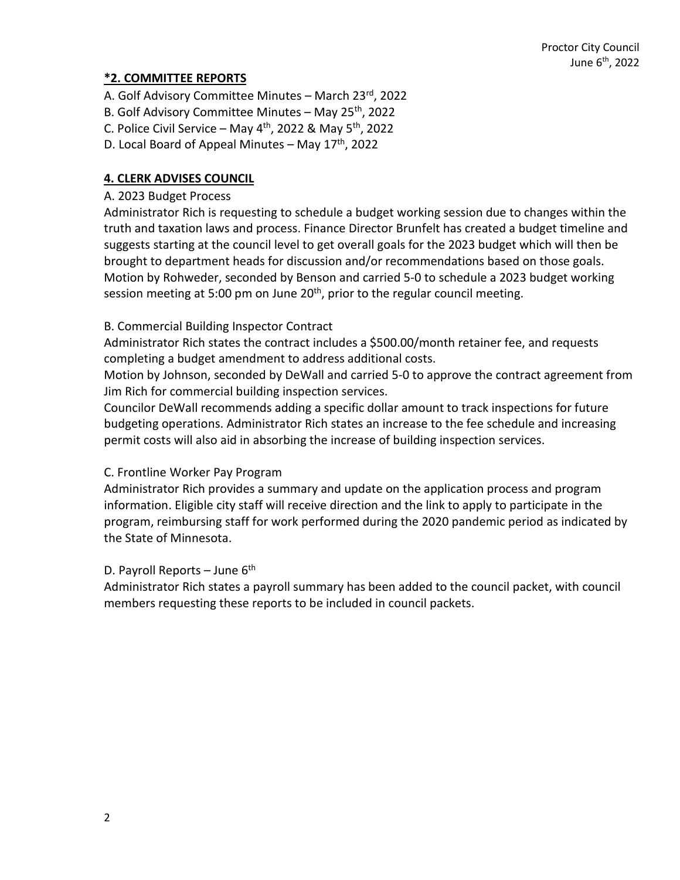## *2. COMMITTEE REPORTS

A. Golf Advisory Committee Minutes – March 23rd, 2022
B. Golf Advisory Committee Minutes – May 25th, 2022
C. Police Civil Service – May 4th, 2022 & May 5th, 2022
D. Local Board of Appeal Minutes – May 17th, 2022

## 4. CLERK ADVISES COUNCIL

A. 2023 Budget Process

Administrator Rich is requesting to schedule a budget working session due to changes within the truth and taxation laws and process. Finance Director Brunfelt has created a budget timeline and suggests starting at the council level to get overall goals for the 2023 budget which will then be brought to department heads for discussion and/or recommendations based on those goals. Motion by Rohweder, seconded by Benson and carried 5-0 to schedule a 2023 budget working session meeting at 5:00 pm on June 20th, prior to the regular council meeting.

B. Commercial Building Inspector Contract

Administrator Rich states the contract includes a $500.00/month retainer fee, and requests completing a budget amendment to address additional costs.

Motion by Johnson, seconded by DeWall and carried 5-0 to approve the contract agreement from Jim Rich for commercial building inspection services.

Councilor DeWall recommends adding a specific dollar amount to track inspections for future budgeting operations. Administrator Rich states an increase to the fee schedule and increasing permit costs will also aid in absorbing the increase of building inspection services.

C. Frontline Worker Pay Program

Administrator Rich provides a summary and update on the application process and program information. Eligible city staff will receive direction and the link to apply to participate in the program, reimbursing staff for work performed during the 2020 pandemic period as indicated by the State of Minnesota.

D. Payroll Reports – June 6th

Administrator Rich states a payroll summary has been added to the council packet, with council members requesting these reports to be included in council packets.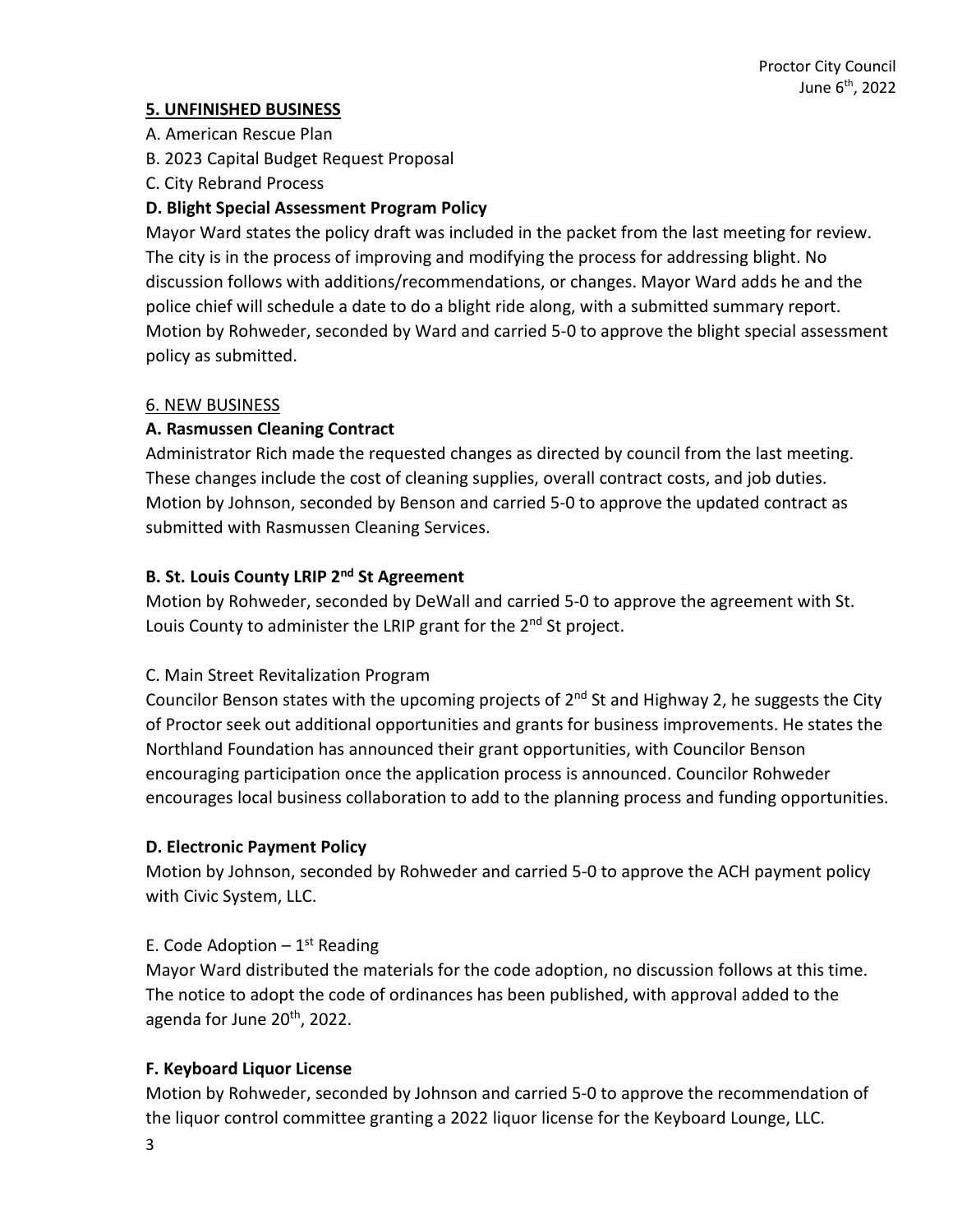## 5. UNFINISHED BUSINESS

A. American Rescue Plan

B. 2023 Capital Budget Request Proposal

C. City Rebrand Process

**D. Blight Special Assessment Program Policy**

Mayor Ward states the policy draft was included in the packet from the last meeting for review. The city is in the process of improving and modifying the process for addressing blight. No discussion follows with additions/recommendations, or changes. Mayor Ward adds he and the police chief will schedule a date to do a blight ride along, with a submitted summary report. Motion by Rohweder, seconded by Ward and carried 5-0 to approve the blight special assessment policy as submitted.

## 6. NEW BUSINESS

**A. Rasmussen Cleaning Contract**

Administrator Rich made the requested changes as directed by council from the last meeting. These changes include the cost of cleaning supplies, overall contract costs, and job duties. Motion by Johnson, seconded by Benson and carried 5-0 to approve the updated contract as submitted with Rasmussen Cleaning Services.

**B. St. Louis County LRIP 2nd St Agreement**

Motion by Rohweder, seconded by DeWall and carried 5-0 to approve the agreement with St. Louis County to administer the LRIP grant for the 2nd St project.

C. Main Street Revitalization Program

Councilor Benson states with the upcoming projects of 2nd St and Highway 2, he suggests the City of Proctor seek out additional opportunities and grants for business improvements. He states the Northland Foundation has announced their grant opportunities, with Councilor Benson encouraging participation once the application process is announced. Councilor Rohweder encourages local business collaboration to add to the planning process and funding opportunities.

**D. Electronic Payment Policy**

Motion by Johnson, seconded by Rohweder and carried 5-0 to approve the ACH payment policy with Civic System, LLC.

E. Code Adoption – 1st Reading

Mayor Ward distributed the materials for the code adoption, no discussion follows at this time. The notice to adopt the code of ordinances has been published, with approval added to the agenda for June 20th, 2022.

**F. Keyboard Liquor License**

Motion by Rohweder, seconded by Johnson and carried 5-0 to approve the recommendation of the liquor control committee granting a 2022 liquor license for the Keyboard Lounge, LLC.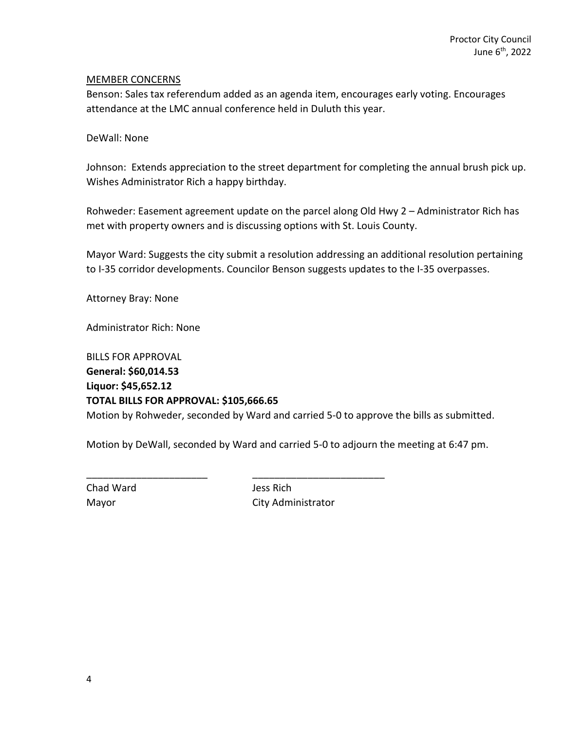MEMBER CONCERNS

Benson: Sales tax referendum added as an agenda item, encourages early voting. Encourages attendance at the LMC annual conference held in Duluth this year.

DeWall: None

Johnson: Extends appreciation to the street department for completing the annual brush pick up. Wishes Administrator Rich a happy birthday.

Rohweder: Easement agreement update on the parcel along Old Hwy 2 – Administrator Rich has met with property owners and is discussing options with St. Louis County.

Mayor Ward: Suggests the city submit a resolution addressing an additional resolution pertaining to I-35 corridor developments. Councilor Benson suggests updates to the I-35 overpasses.

Attorney Bray: None

Administrator Rich: None

BILLS FOR APPROVAL

**General: $60,014.53**

**Liquor: $45,652.12**

**TOTAL BILLS FOR APPROVAL: $105,666.65**

Motion by Rohweder, seconded by Ward and carried 5-0 to approve the bills as submitted.

Motion by DeWall, seconded by Ward and carried 5-0 to adjourn the meeting at 6:47 pm.

______________________ ________________________

Chad Ward
Mayor

Jess Rich
City Administrator